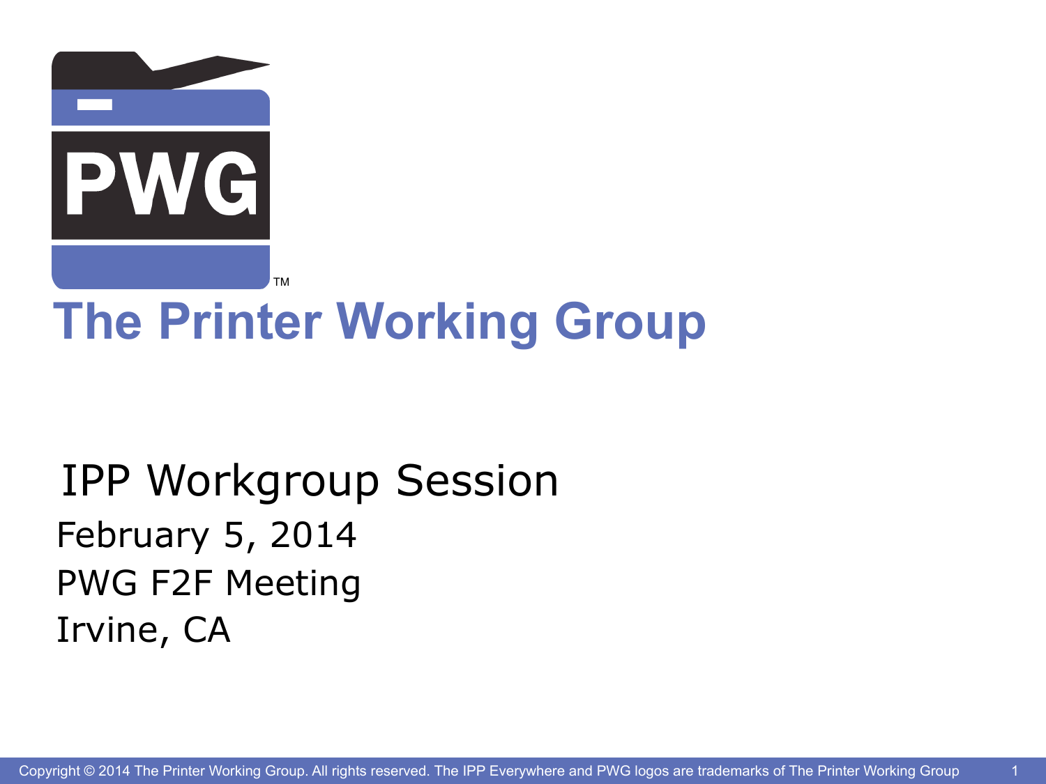# The Printer Working Group

## IPP Workgroup Session

February 5, 2014

PWG F2F Meeting

Irvine, CA

Copyright © 2014 The Printer Working Group. All rights reserved. The IPP Everywhere and PWG logos are trademarks of The Printer Working Group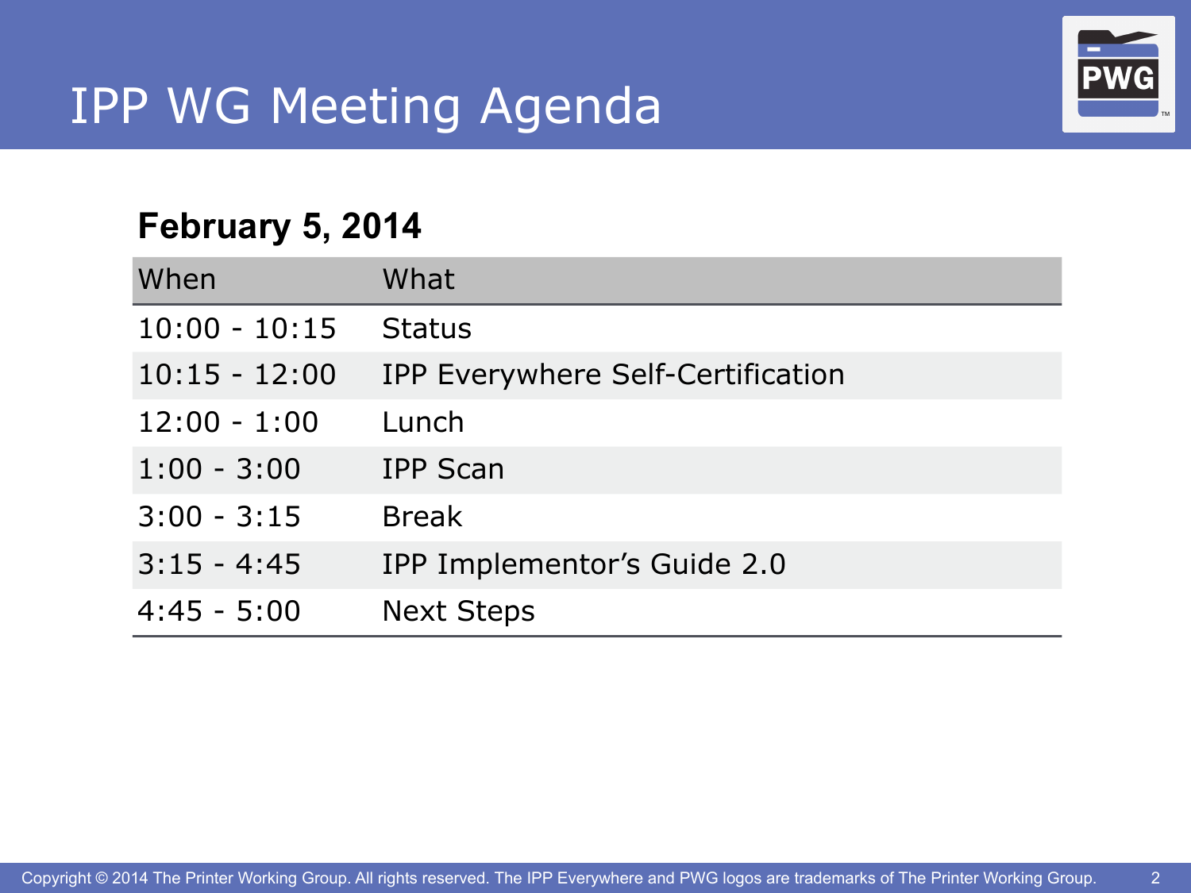# IPP WG Meeting Agenda

## February 5, 2014

| When | What |
| --- | --- |
| 10:00 - 10:15 | Status |
| 10:15 - 12:00 | IPP Everywhere Self-Certification |
| 12:00 - 1:00 | Lunch |
| 1:00 - 3:00 | IPP Scan |
| 3:00 - 3:15 | Break |
| 3:15 - 4:45 | IPP Implementor’s Guide 2.0 |
| 4:45 - 5:00 | Next Steps |

Copyright © 2014 The Printer Working Group. All rights reserved. The IPP Everywhere and PWG logos are trademarks of The Printer Working Group.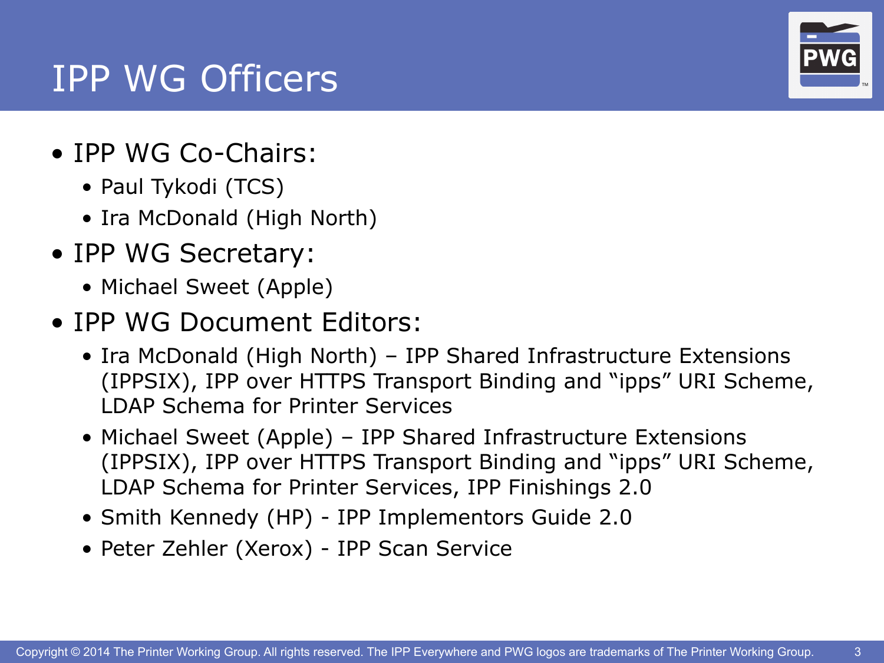# IPP WG Officers

- IPP WG Co-Chairs:
  - Paul Tykodi (TCS)
  - Ira McDonald (High North)
- IPP WG Secretary:
  - Michael Sweet (Apple)
- IPP WG Document Editors:
  - Ira McDonald (High North) – IPP Shared Infrastructure Extensions (IPPSIX), IPP over HTTPS Transport Binding and "ipps" URI Scheme, LDAP Schema for Printer Services
  - Michael Sweet (Apple) – IPP Shared Infrastructure Extensions (IPPSIX), IPP over HTTPS Transport Binding and "ipps" URI Scheme, LDAP Schema for Printer Services, IPP Finishings 2.0
  - Smith Kennedy (HP) - IPP Implementors Guide 2.0
  - Peter Zehler (Xerox) - IPP Scan Service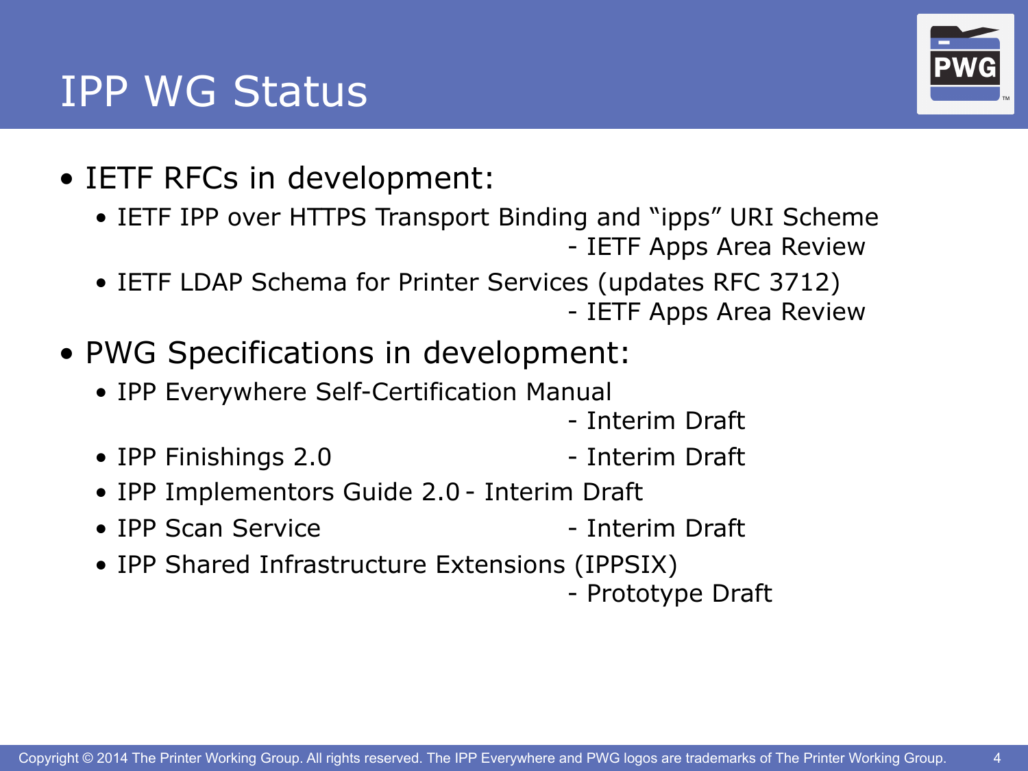# IPP WG Status

- IETF RFCs in development:
  - IETF IPP over HTTPS Transport Binding and “ipps” URI Scheme - IETF Apps Area Review
  - IETF LDAP Schema for Printer Services (updates RFC 3712) - IETF Apps Area Review
- PWG Specifications in development:
  - IPP Everywhere Self-Certification Manual - Interim Draft
  - IPP Finishings 2.0 - Interim Draft
  - IPP Implementors Guide 2.0 - Interim Draft
  - IPP Scan Service - Interim Draft
  - IPP Shared Infrastructure Extensions (IPPSIX) - Prototype Draft

Copyright © 2014 The Printer Working Group. All rights reserved. The IPP Everywhere and PWG logos are trademarks of The Printer Working Group.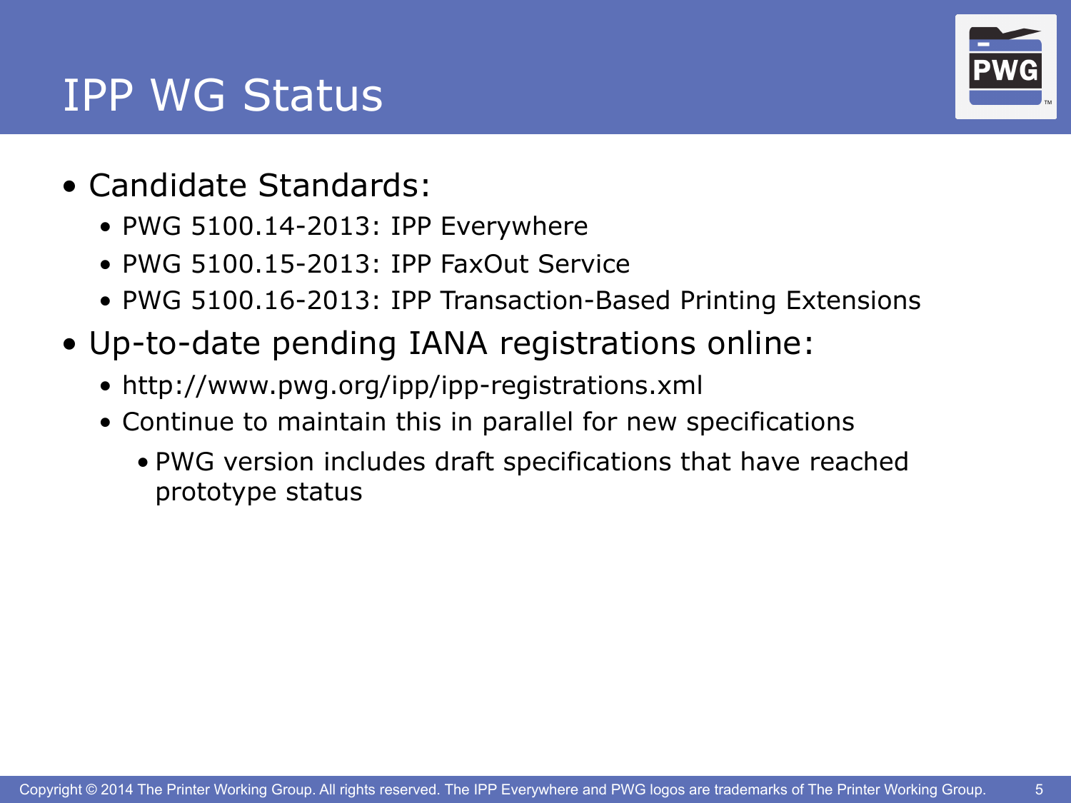# IPP WG Status

- Candidate Standards:
  - PWG 5100.14-2013: IPP Everywhere
  - PWG 5100.15-2013: IPP FaxOut Service
  - PWG 5100.16-2013: IPP Transaction-Based Printing Extensions
- Up-to-date pending IANA registrations online:
  - http://www.pwg.org/ipp/ipp-registrations.xml
  - Continue to maintain this in parallel for new specifications
    - PWG version includes draft specifications that have reached prototype status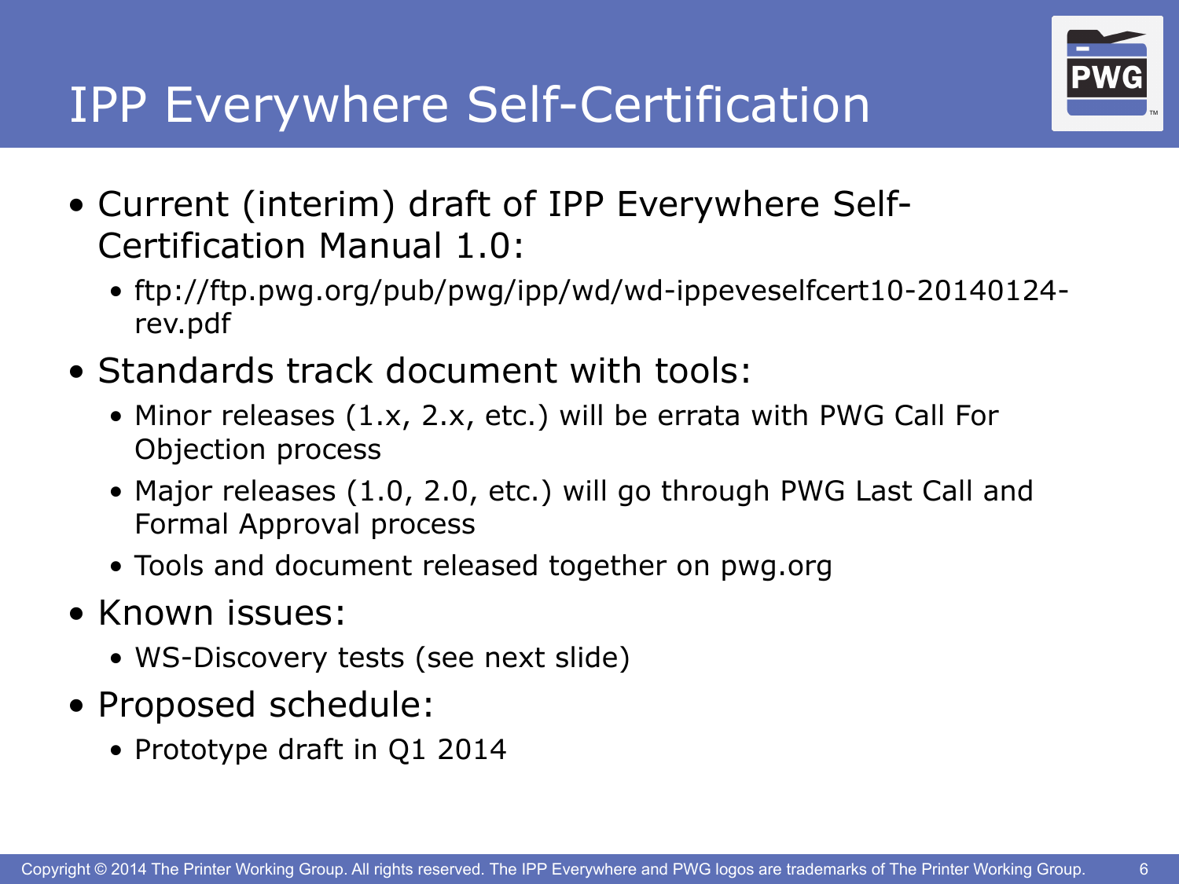# IPP Everywhere Self-Certification

- Current (interim) draft of IPP Everywhere Self-Certification Manual 1.0:
  - ftp://ftp.pwg.org/pub/pwg/ipp/wd/wd-ippeveselfcert10-20140124-rev.pdf
- Standards track document with tools:
  - Minor releases (1.x, 2.x, etc.) will be errata with PWG Call For Objection process
  - Major releases (1.0, 2.0, etc.) will go through PWG Last Call and Formal Approval process
  - Tools and document released together on pwg.org
- Known issues:
  - WS-Discovery tests (see next slide)
- Proposed schedule:
  - Prototype draft in Q1 2014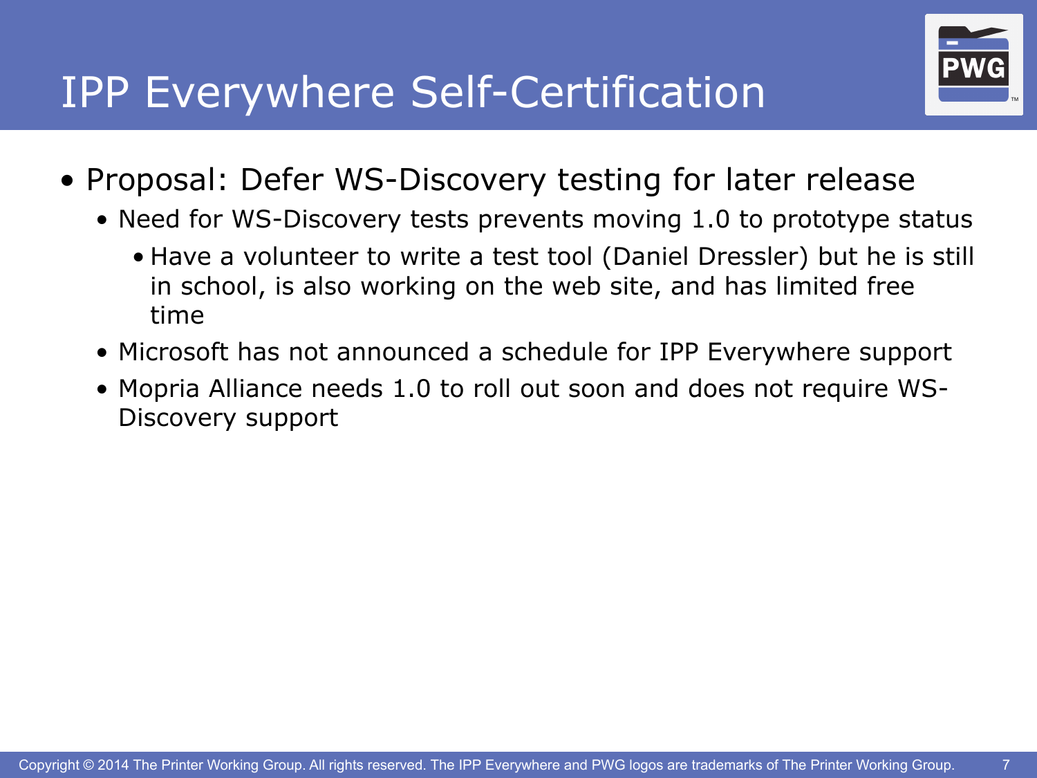# IPP Everywhere Self-Certification

- Proposal: Defer WS-Discovery testing for later release
  - Need for WS-Discovery tests prevents moving 1.0 to prototype status
    - Have a volunteer to write a test tool (Daniel Dressler) but he is still in school, is also working on the web site, and has limited free time
  - Microsoft has not announced a schedule for IPP Everywhere support
  - Mopria Alliance needs 1.0 to roll out soon and does not require WS-Discovery support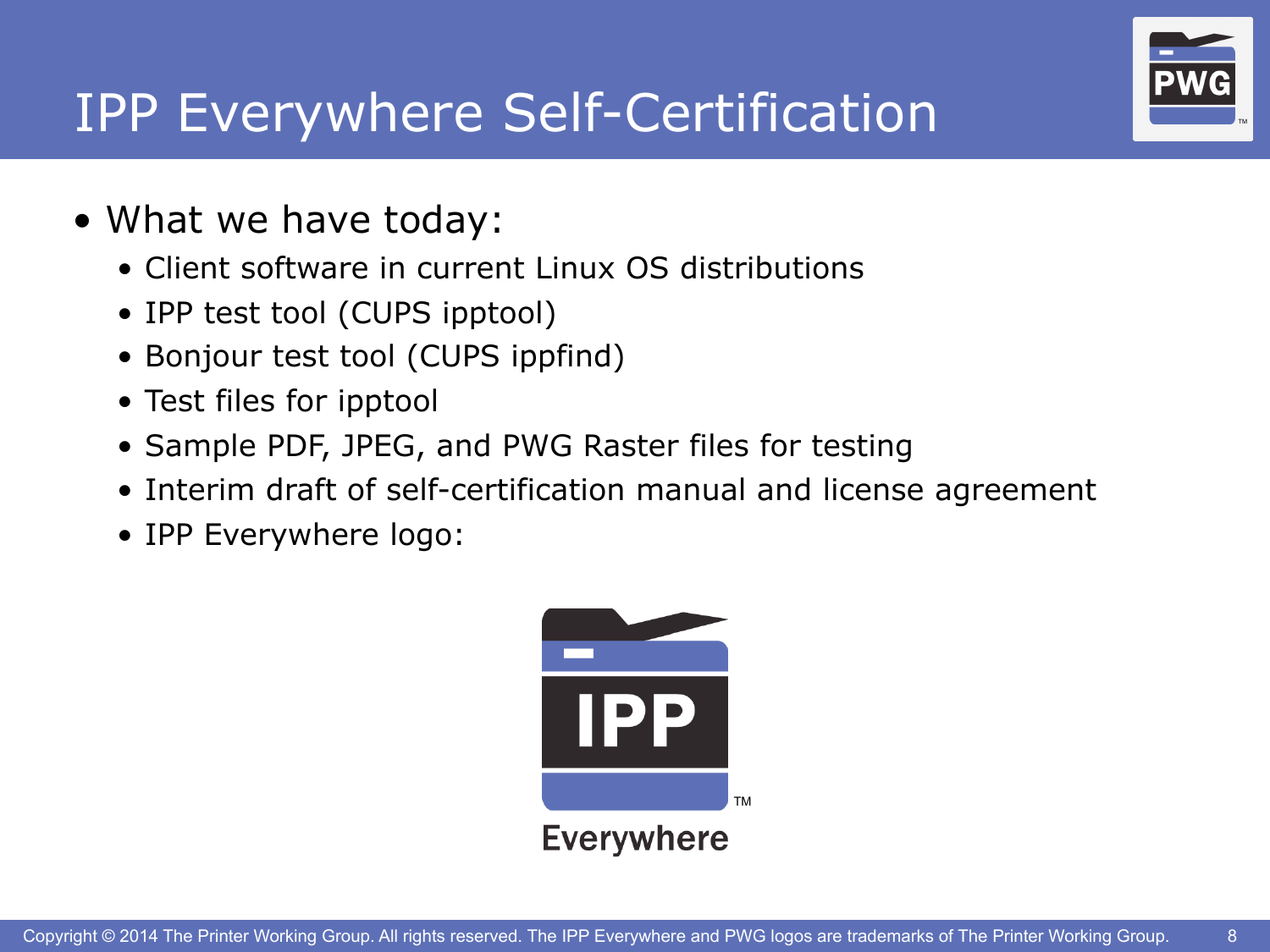# IPP Everywhere Self-Certification

- What we have today:
  - Client software in current Linux OS distributions
  - IPP test tool (CUPS ipptool)
  - Bonjour test tool (CUPS ippfind)
  - Test files for ipptool
  - Sample PDF, JPEG, and PWG Raster files for testing
  - Interim draft of self-certification manual and license agreement
  - IPP Everywhere logo: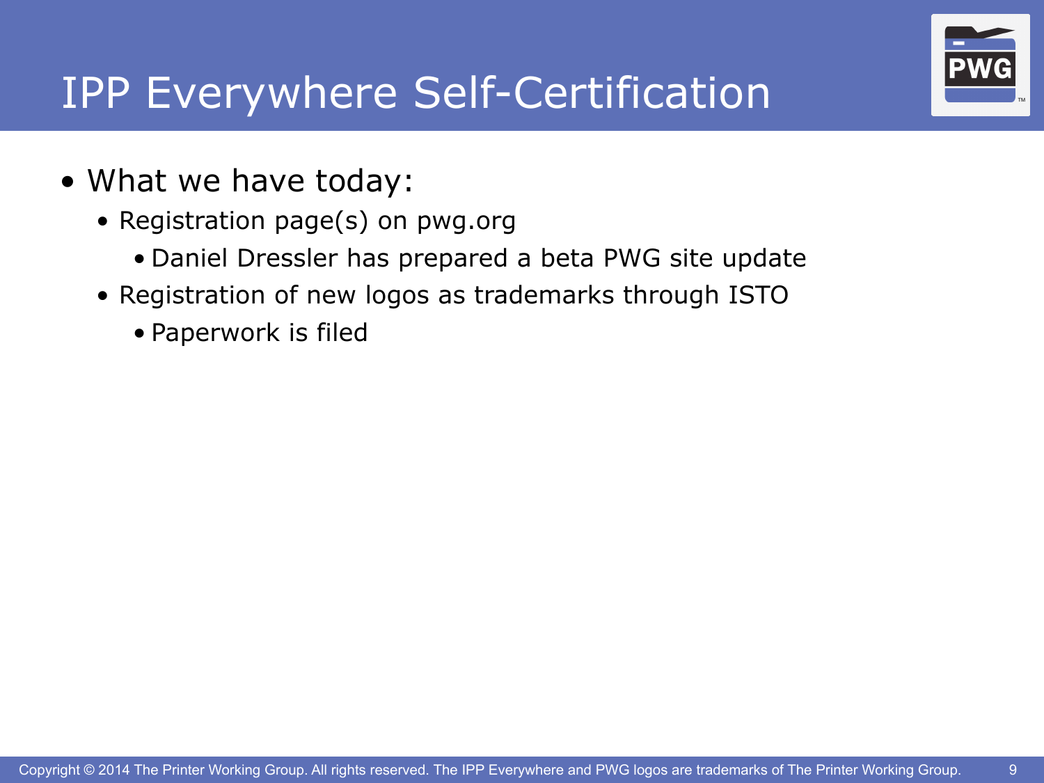# IPP Everywhere Self-Certification

- What we have today:
  - Registration page(s) on pwg.org
    - Daniel Dressler has prepared a beta PWG site update
  - Registration of new logos as trademarks through ISTO
    - Paperwork is filed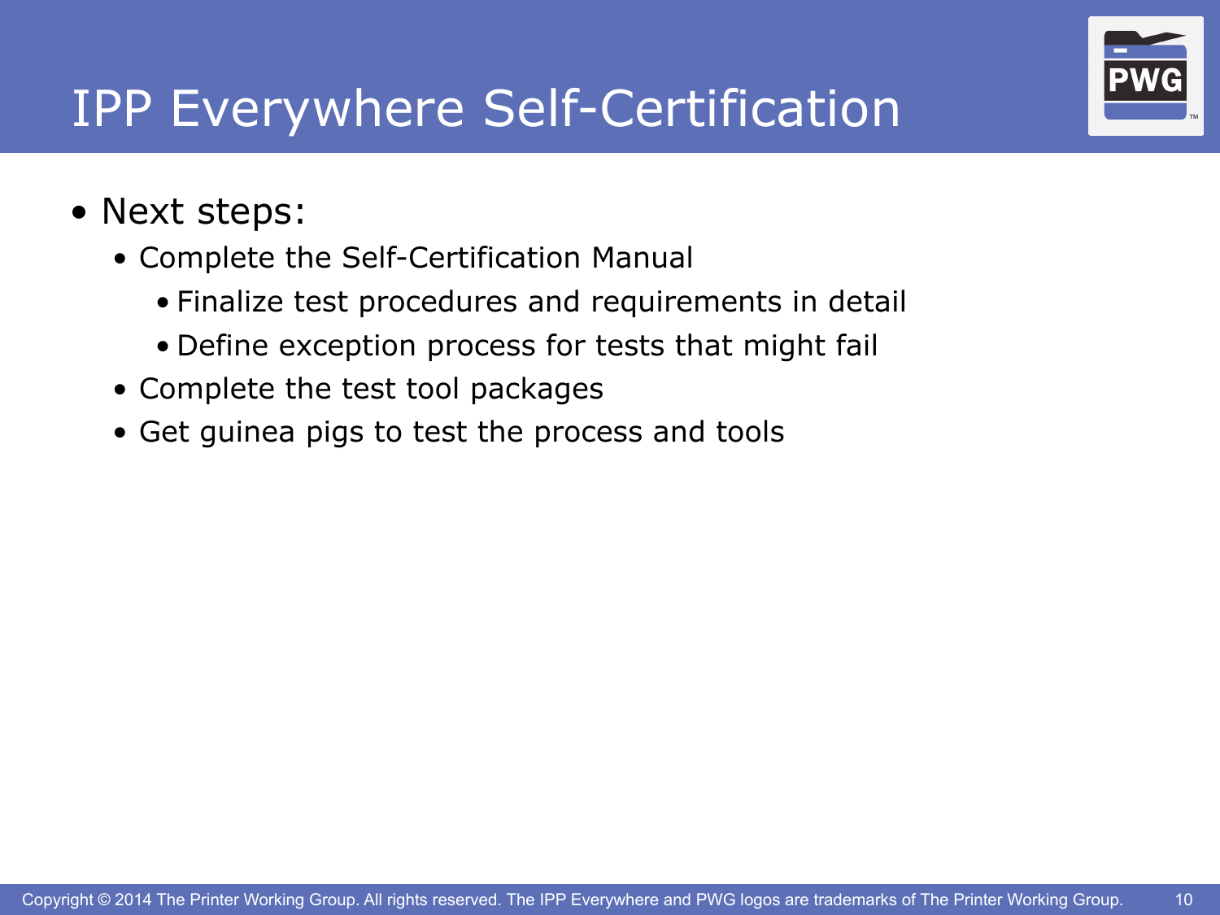# IPP Everywhere Self-Certification

- Next steps:
  - Complete the Self-Certification Manual
    - Finalize test procedures and requirements in detail
    - Define exception process for tests that might fail
  - Complete the test tool packages
  - Get guinea pigs to test the process and tools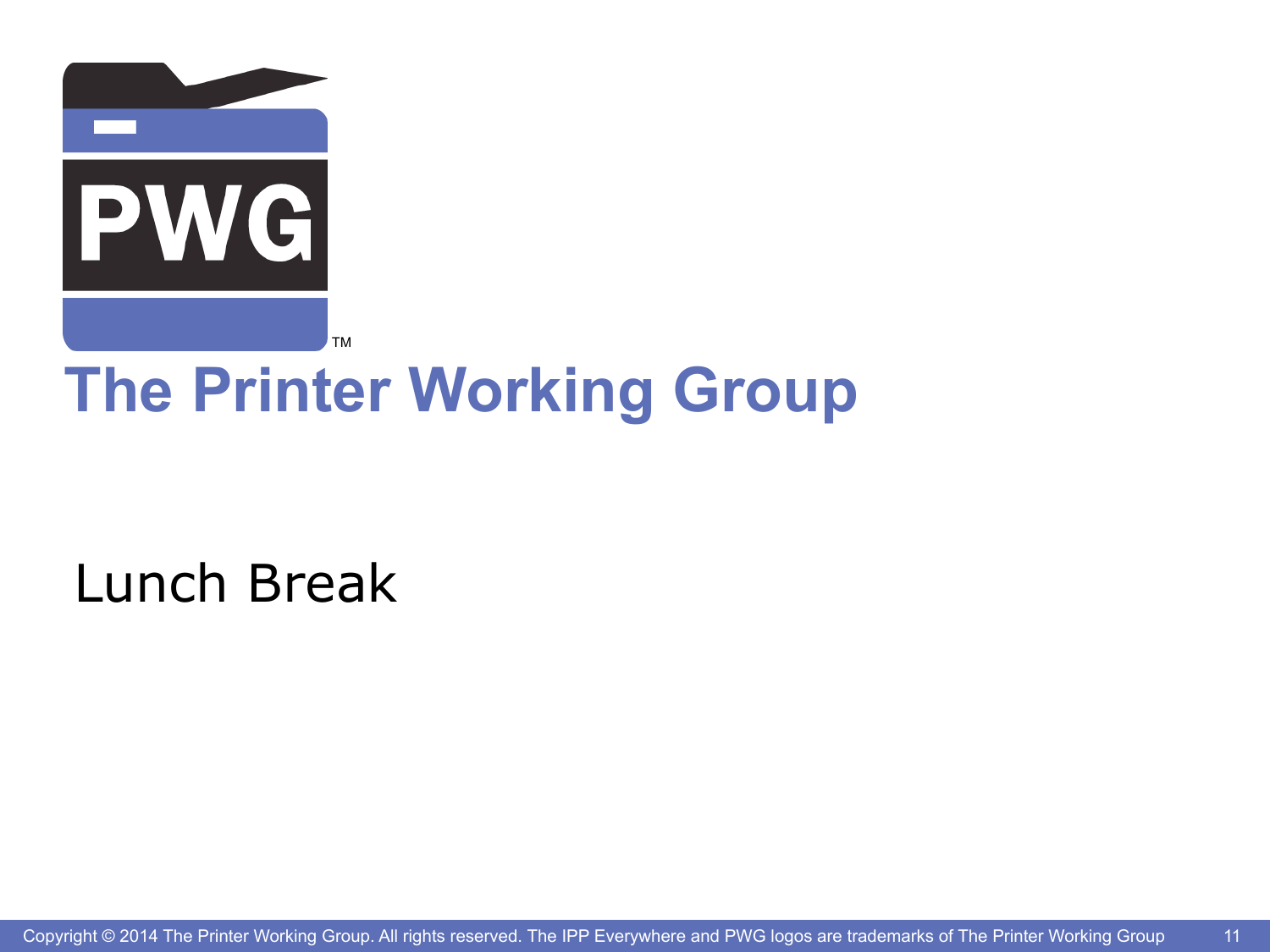# The Printer Working Group

Lunch Break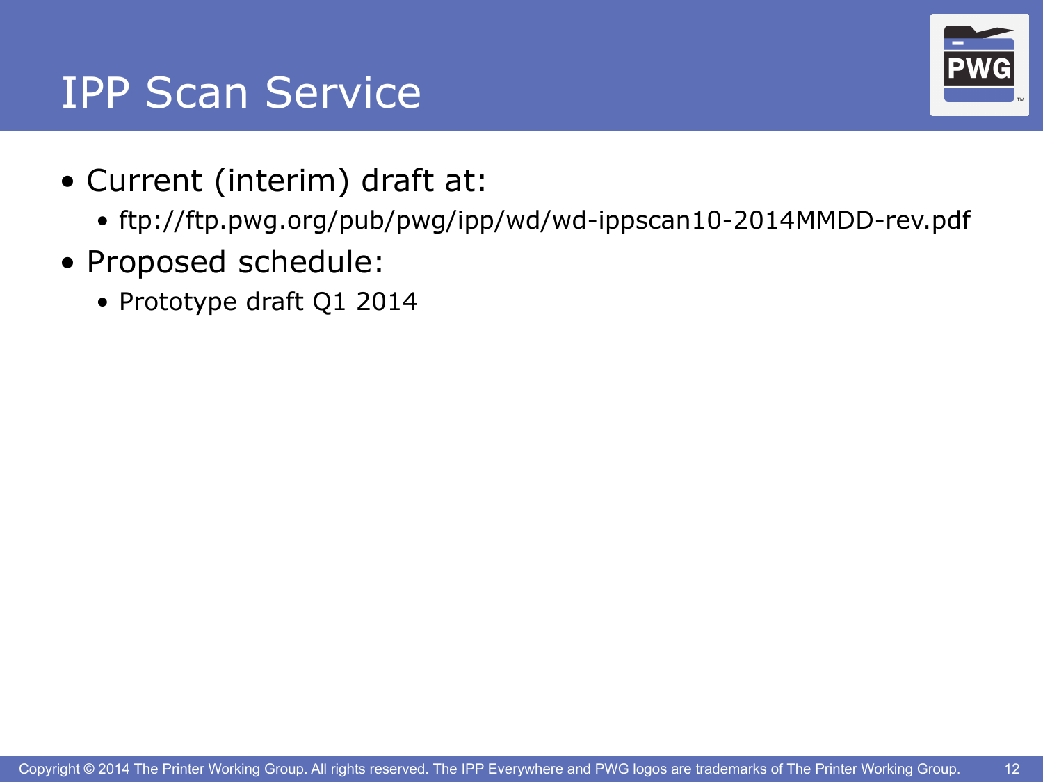# IPP Scan Service

- Current (interim) draft at:
  - ftp://ftp.pwg.org/pub/pwg/ipp/wd/wd-ippscan10-2014MMDD-rev.pdf
- Proposed schedule:
  - Prototype draft Q1 2014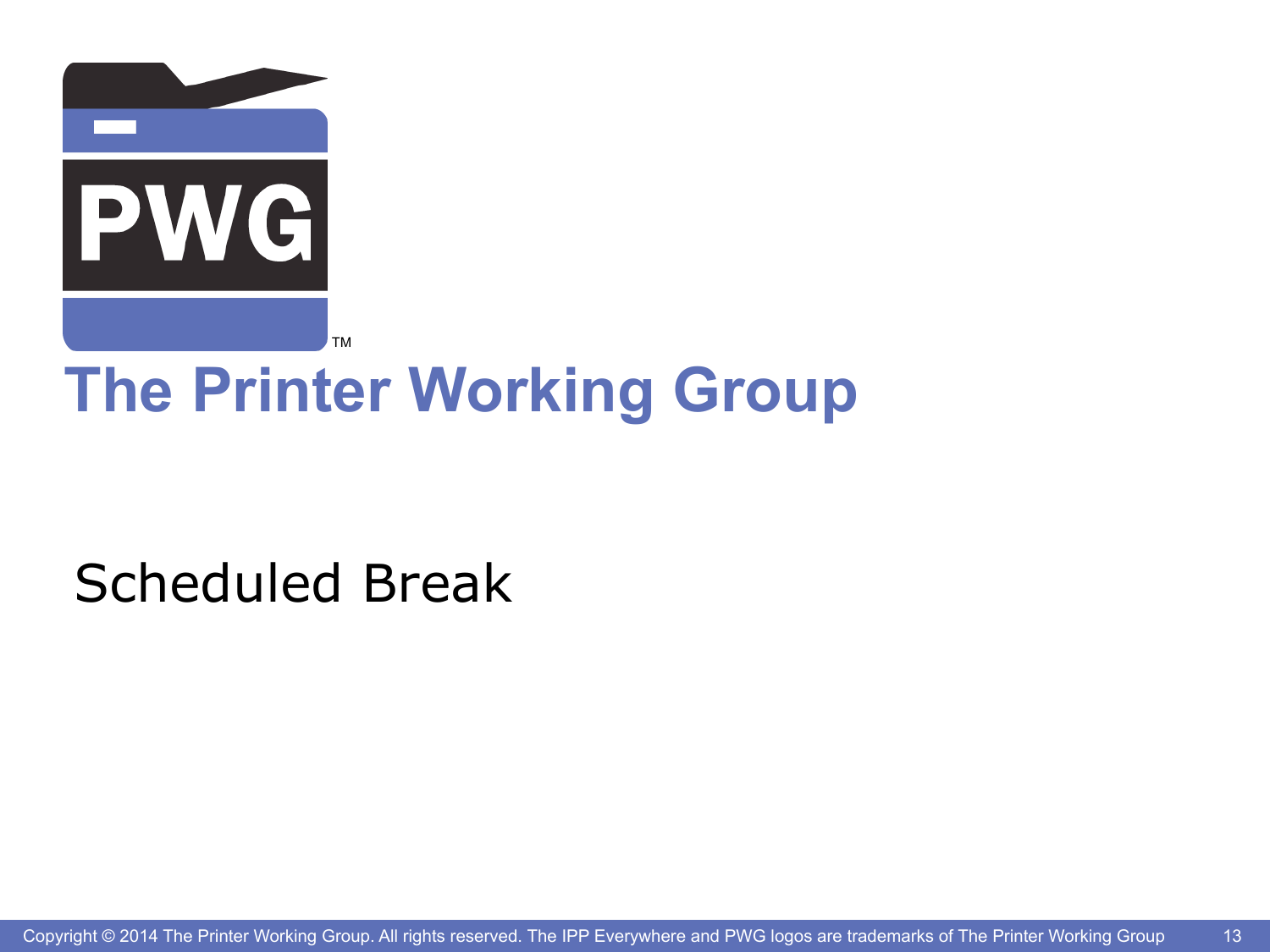# The Printer Working Group

Scheduled Break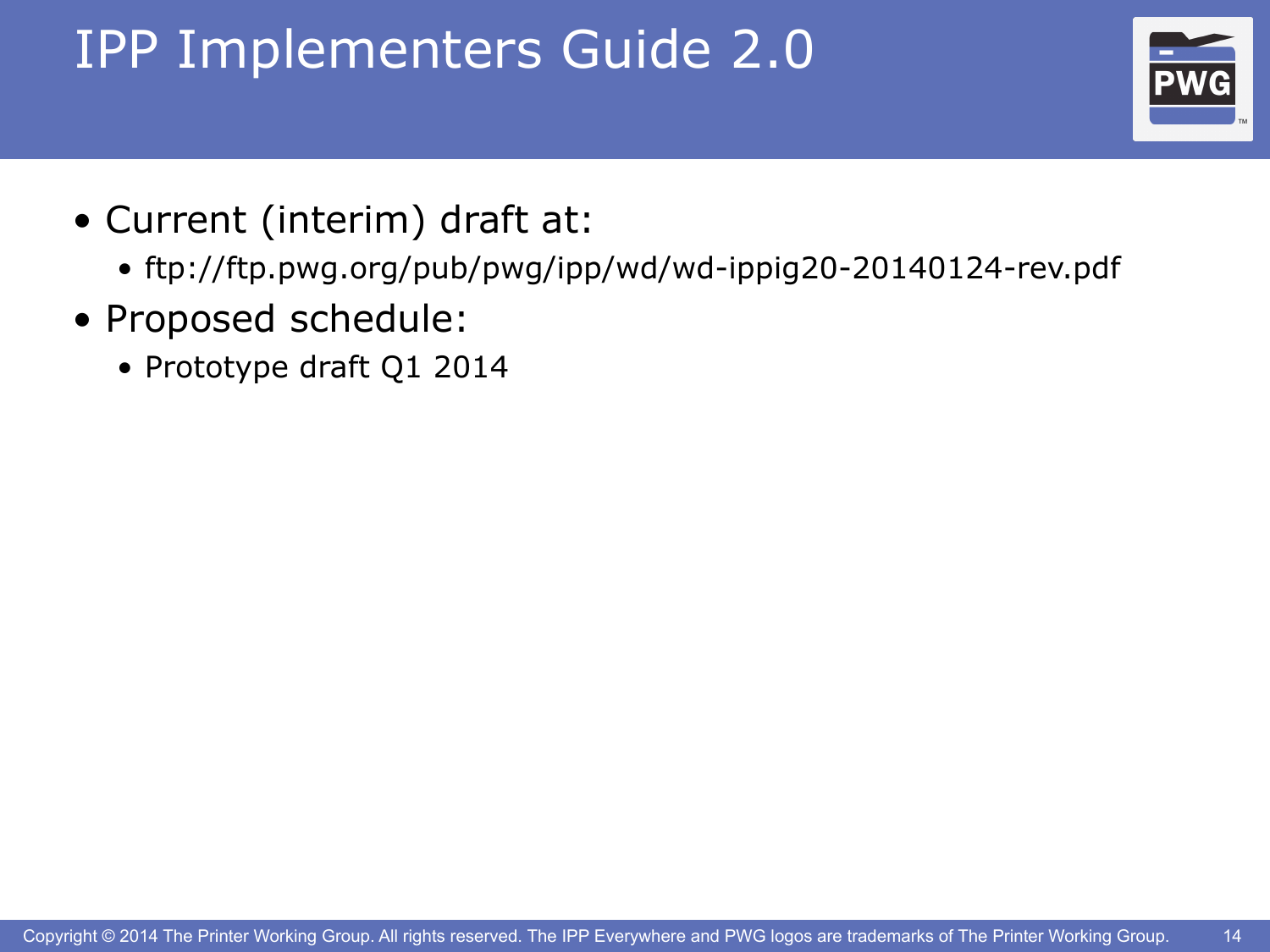# IPP Implementers Guide 2.0

- Current (interim) draft at:
  - ftp://ftp.pwg.org/pub/pwg/ipp/wd/wd-ippig20-20140124-rev.pdf
- Proposed schedule:
  - Prototype draft Q1 2014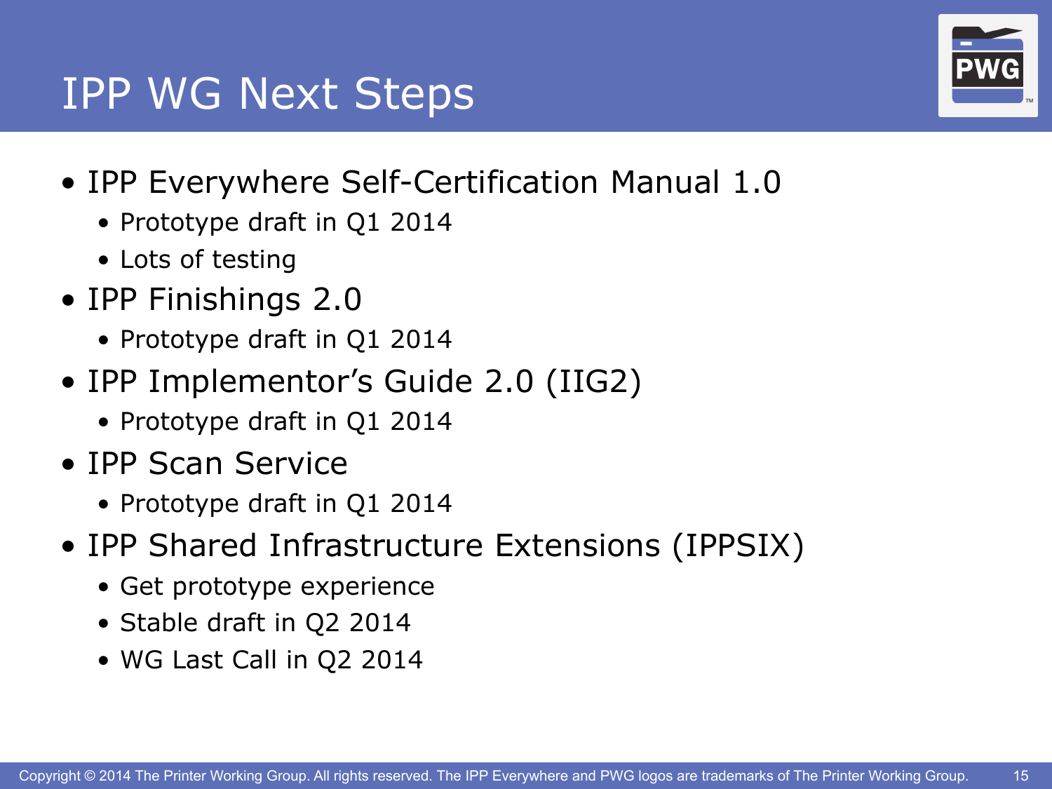# IPP WG Next Steps

- IPP Everywhere Self-Certification Manual 1.0
  - Prototype draft in Q1 2014
  - Lots of testing
- IPP Finishings 2.0
  - Prototype draft in Q1 2014
- IPP Implementor's Guide 2.0 (IIG2)
  - Prototype draft in Q1 2014
- IPP Scan Service
  - Prototype draft in Q1 2014
- IPP Shared Infrastructure Extensions (IPPSIX)
  - Get prototype experience
  - Stable draft in Q2 2014
  - WG Last Call in Q2 2014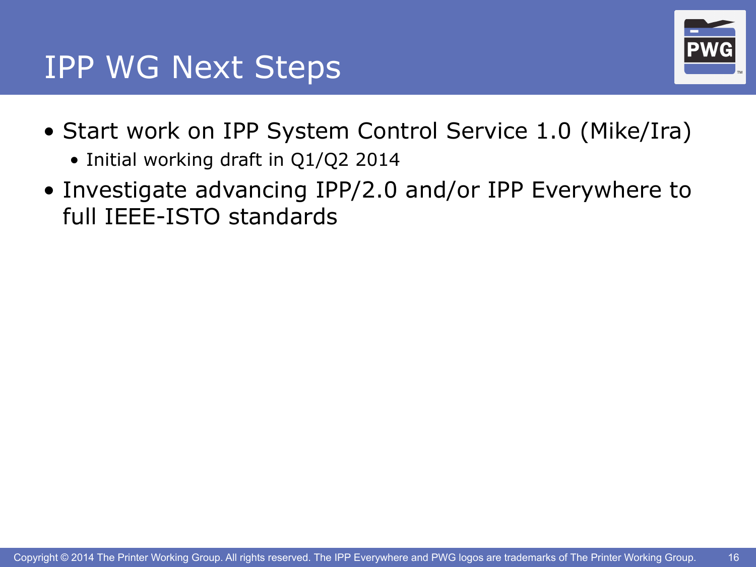# IPP WG Next Steps

- Start work on IPP System Control Service 1.0 (Mike/Ira)
  - Initial working draft in Q1/Q2 2014
- Investigate advancing IPP/2.0 and/or IPP Everywhere to full IEEE-ISTO standards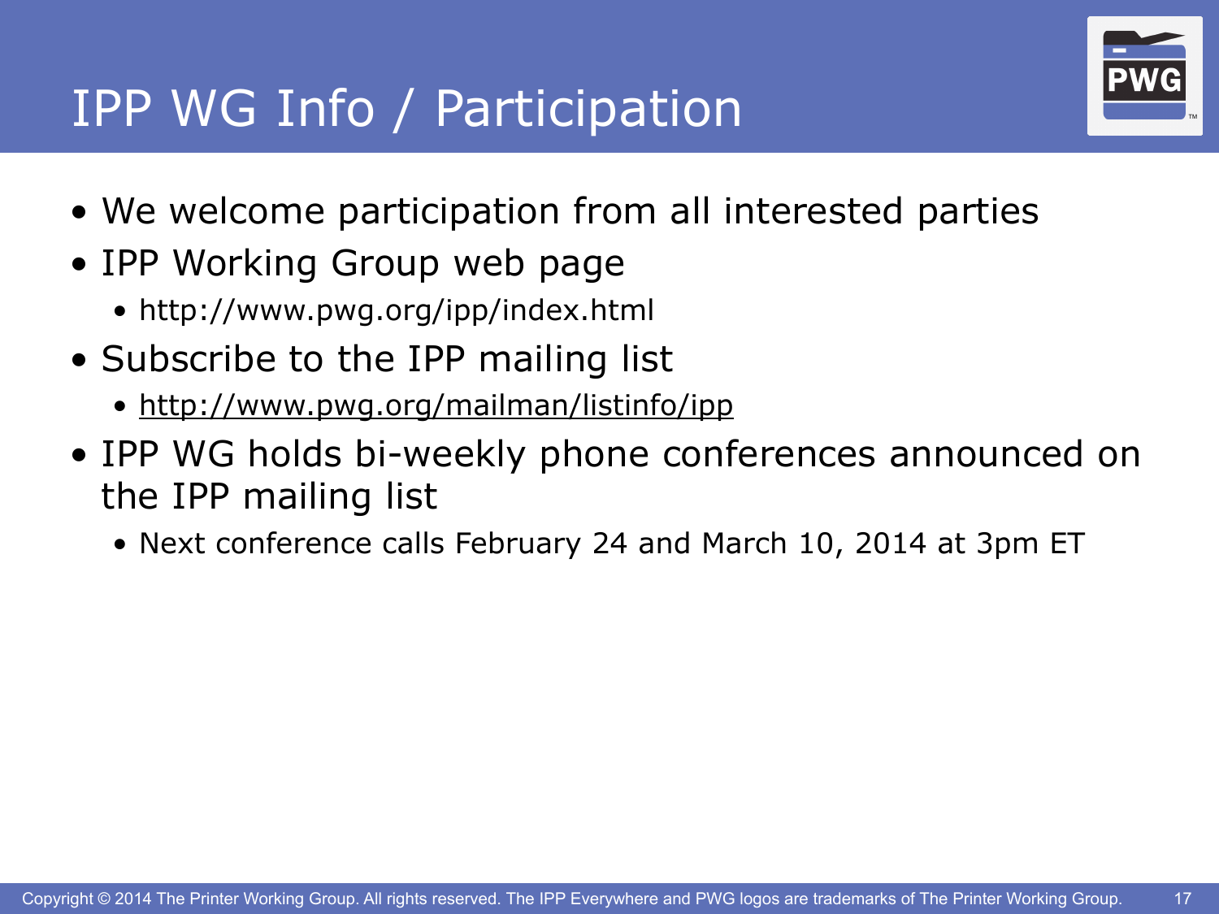# IPP WG Info / Participation

- We welcome participation from all interested parties
- IPP Working Group web page
  - http://www.pwg.org/ipp/index.html
- Subscribe to the IPP mailing list
  - http://www.pwg.org/mailman/listinfo/ipp
- IPP WG holds bi-weekly phone conferences announced on the IPP mailing list
  - Next conference calls February 24 and March 10, 2014 at 3pm ET